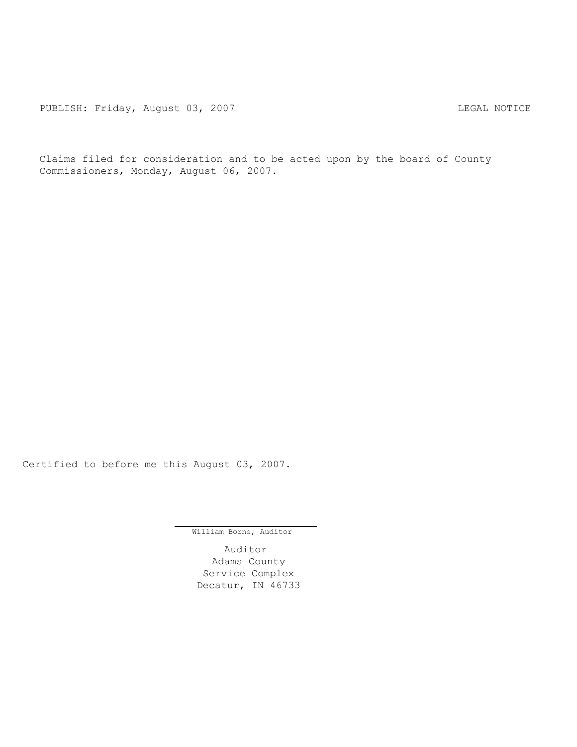PUBLISH: Friday, August 03, 2007 LEGAL NOTICE

Claims filed for consideration and to be acted upon by the board of County Commissioners, Monday, August 06, 2007.

Certified to before me this August 03, 2007.

William Borne, Auditor

Auditor
Adams County
Service Complex
Decatur, IN 46733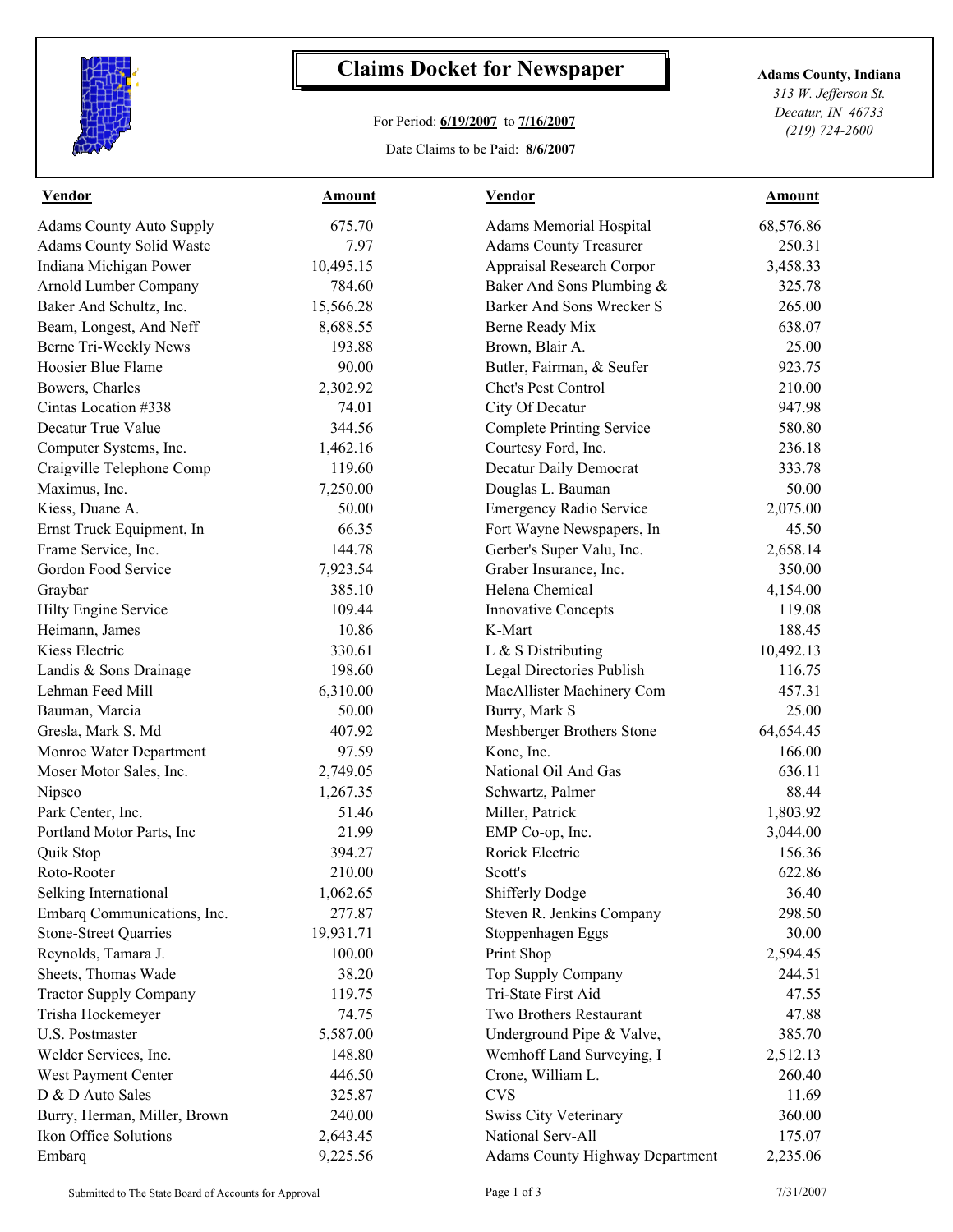# Claims Docket for Newspaper

For Period: **6/19/2007** to **7/16/2007**

Date Claims to be Paid: **8/6/2007**

**Adams County, Indiana**
*313 W. Jefferson St.*
*Decatur, IN 46733*
*(219) 724-2600*

| Vendor | Amount | Vendor | Amount |
|---|---|---|---|
| Adams County Auto Supply | 675.70 | Adams Memorial Hospital | 68,576.86 |
| Adams County Solid Waste | 7.97 | Adams County Treasurer | 250.31 |
| Indiana Michigan Power | 10,495.15 | Appraisal Research Corpor | 3,458.33 |
| Arnold Lumber Company | 784.60 | Baker And Sons Plumbing & | 325.78 |
| Baker And Schultz, Inc. | 15,566.28 | Barker And Sons Wrecker S | 265.00 |
| Beam, Longest, And Neff | 8,688.55 | Berne Ready Mix | 638.07 |
| Berne Tri-Weekly News | 193.88 | Brown, Blair A. | 25.00 |
| Hoosier Blue Flame | 90.00 | Butler, Fairman, & Seufer | 923.75 |
| Bowers, Charles | 2,302.92 | Chet's Pest Control | 210.00 |
| Cintas Location #338 | 74.01 | City Of Decatur | 947.98 |
| Decatur True Value | 344.56 | Complete Printing Service | 580.80 |
| Computer Systems, Inc. | 1,462.16 | Courtesy Ford, Inc. | 236.18 |
| Craigville Telephone Comp | 119.60 | Decatur Daily Democrat | 333.78 |
| Maximus, Inc. | 7,250.00 | Douglas L. Bauman | 50.00 |
| Kiess, Duane A. | 50.00 | Emergency Radio Service | 2,075.00 |
| Ernst Truck Equipment, In | 66.35 | Fort Wayne Newspapers, In | 45.50 |
| Frame Service, Inc. | 144.78 | Gerber's Super Valu, Inc. | 2,658.14 |
| Gordon Food Service | 7,923.54 | Graber Insurance, Inc. | 350.00 |
| Graybar | 385.10 | Helena Chemical | 4,154.00 |
| Hilty Engine Service | 109.44 | Innovative Concepts | 119.08 |
| Heimann, James | 10.86 | K-Mart | 188.45 |
| Kiess Electric | 330.61 | L & S Distributing | 10,492.13 |
| Landis & Sons Drainage | 198.60 | Legal Directories Publish | 116.75 |
| Lehman Feed Mill | 6,310.00 | MacAllister Machinery Com | 457.31 |
| Bauman, Marcia | 50.00 | Burry, Mark S | 25.00 |
| Gresla, Mark S. Md | 407.92 | Meshberger Brothers Stone | 64,654.45 |
| Monroe Water Department | 97.59 | Kone, Inc. | 166.00 |
| Moser Motor Sales, Inc. | 2,749.05 | National Oil And Gas | 636.11 |
| Nipsco | 1,267.35 | Schwartz, Palmer | 88.44 |
| Park Center, Inc. | 51.46 | Miller, Patrick | 1,803.92 |
| Portland Motor Parts, Inc | 21.99 | EMP Co-op, Inc. | 3,044.00 |
| Quik Stop | 394.27 | Rorick Electric | 156.36 |
| Roto-Rooter | 210.00 | Scott's | 622.86 |
| Selking International | 1,062.65 | Shifferly Dodge | 36.40 |
| Embarq Communications, Inc. | 277.87 | Steven R. Jenkins Company | 298.50 |
| Stone-Street Quarries | 19,931.71 | Stoppenhagen Eggs | 30.00 |
| Reynolds, Tamara J. | 100.00 | Print Shop | 2,594.45 |
| Sheets, Thomas Wade | 38.20 | Top Supply Company | 244.51 |
| Tractor Supply Company | 119.75 | Tri-State First Aid | 47.55 |
| Trisha Hockemeyer | 74.75 | Two Brothers Restaurant | 47.88 |
| U.S. Postmaster | 5,587.00 | Underground Pipe & Valve, | 385.70 |
| Welder Services, Inc. | 148.80 | Wemhoff Land Surveying, I | 2,512.13 |
| West Payment Center | 446.50 | Crone, William L. | 260.40 |
| D & D Auto Sales | 325.87 | CVS | 11.69 |
| Burry, Herman, Miller, Brown | 240.00 | Swiss City Veterinary | 360.00 |
| Ikon Office Solutions | 2,643.45 | National Serv-All | 175.07 |
| Embarq | 9,225.56 | Adams County Highway Department | 2,235.06 |

Submitted to The State Board of Accounts for Approval

7/31/2007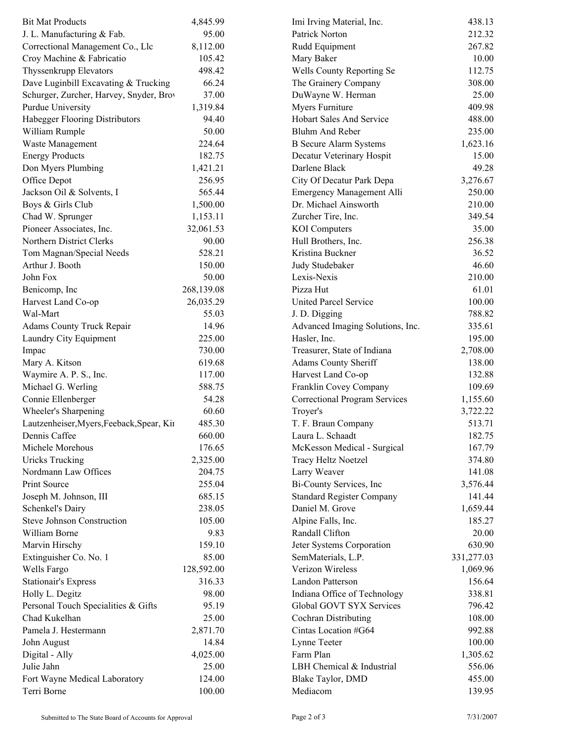| Vendor | Amount | Vendor | Amount |
|---|---|---|---|
| Bit Mat Products | 4,845.99 | Imi Irving Material, Inc. | 438.13 |
| J. L. Manufacturing & Fab. | 95.00 | Patrick Norton | 212.32 |
| Correctional Management Co., Llc | 8,112.00 | Rudd Equipment | 267.82 |
| Croy Machine & Fabricatio | 105.42 | Mary Baker | 10.00 |
| Thyssenkrupp Elevators | 498.42 | Wells County Reporting Se | 112.75 |
| Dave Luginbill Excavating & Trucking | 66.24 | The Grainery Company | 308.00 |
| Schurger, Zurcher, Harvey, Snyder, Bro | 37.00 | DuWayne W. Herman | 25.00 |
| Purdue University | 1,319.84 | Myers Furniture | 409.98 |
| Habegger Flooring Distributors | 94.40 | Hobart Sales And Service | 488.00 |
| William Rumple | 50.00 | Bluhm And Reber | 235.00 |
| Waste Management | 224.64 | B Secure Alarm Systems | 1,623.16 |
| Energy Products | 182.75 | Decatur Veterinary Hospit | 15.00 |
| Don Myers Plumbing | 1,421.21 | Darlene Black | 49.28 |
| Office Depot | 256.95 | City Of Decatur Park Depa | 3,276.67 |
| Jackson Oil & Solvents, I | 565.44 | Emergency Management Alli | 250.00 |
| Boys & Girls Club | 1,500.00 | Dr. Michael Ainsworth | 210.00 |
| Chad W. Sprunger | 1,153.11 | Zurcher Tire, Inc. | 349.54 |
| Pioneer Associates, Inc. | 32,061.53 | KOI Computers | 35.00 |
| Northern District Clerks | 90.00 | Hull Brothers, Inc. | 256.38 |
| Tom Magnan/Special Needs | 528.21 | Kristina Buckner | 36.52 |
| Arthur J. Booth | 150.00 | Judy Studebaker | 46.60 |
| John Fox | 50.00 | Lexis-Nexis | 210.00 |
| Benicomp, Inc | 268,139.08 | Pizza Hut | 61.01 |
| Harvest Land Co-op | 26,035.29 | United Parcel Service | 100.00 |
| Wal-Mart | 55.03 | J. D. Digging | 788.82 |
| Adams County Truck Repair | 14.96 | Advanced Imaging Solutions, Inc. | 335.61 |
| Laundry City Equipment | 225.00 | Hasler, Inc. | 195.00 |
| Impac | 730.00 | Treasurer, State of Indiana | 2,708.00 |
| Mary A. Kitson | 619.68 | Adams County Sheriff | 138.00 |
| Waymire A. P. S., Inc. | 117.00 | Harvest Land Co-op | 132.88 |
| Michael G. Werling | 588.75 | Franklin Covey Company | 109.69 |
| Connie Ellenberger | 54.28 | Correctional Program Services | 1,155.60 |
| Wheeler's Sharpening | 60.60 | Troyer's | 3,722.22 |
| Lautzenheiser,Myers,Feeback,Spear, Ki | 485.30 | T. F. Braun Company | 513.71 |
| Dennis Caffee | 660.00 | Laura L. Schaadt | 182.75 |
| Michele Morehous | 176.65 | McKesson Medical - Surgical | 167.79 |
| Uricks Trucking | 2,325.00 | Tracy Heltz Noetzel | 374.80 |
| Nordmann Law Offices | 204.75 | Larry Weaver | 141.08 |
| Print Source | 255.04 | Bi-County Services, Inc | 3,576.44 |
| Joseph M. Johnson, III | 685.15 | Standard Register Company | 141.44 |
| Schenkel's Dairy | 238.05 | Daniel M. Grove | 1,659.44 |
| Steve Johnson Construction | 105.00 | Alpine Falls, Inc. | 185.27 |
| William Borne | 9.83 | Randall Clifton | 20.00 |
| Marvin Hirschy | 159.10 | Jeter Systems Corporation | 630.90 |
| Extinguisher Co. No. 1 | 85.00 | SemMaterials, L.P. | 331,277.03 |
| Wells Fargo | 128,592.00 | Verizon Wireless | 1,069.96 |
| Stationair's Express | 316.33 | Landon Patterson | 156.64 |
| Holly L. Degitz | 98.00 | Indiana Office of Technology | 338.81 |
| Personal Touch Specialities & Gifts | 95.19 | Global GOVT SYX Services | 796.42 |
| Chad Kukelhan | 25.00 | Cochran Distributing | 108.00 |
| Pamela J. Hestermann | 2,871.70 | Cintas Location #G64 | 992.88 |
| John August | 14.84 | Lynne Teeter | 100.00 |
| Digital - Ally | 4,025.00 | Farm Plan | 1,305.62 |
| Julie Jahn | 25.00 | LBH Chemical & Industrial | 556.06 |
| Fort Wayne Medical Laboratory | 124.00 | Blake Taylor, DMD | 455.00 |
| Terri Borne | 100.00 | Mediacom | 139.95 |

Submitted to The State Board of Accounts for Approval

7/31/2007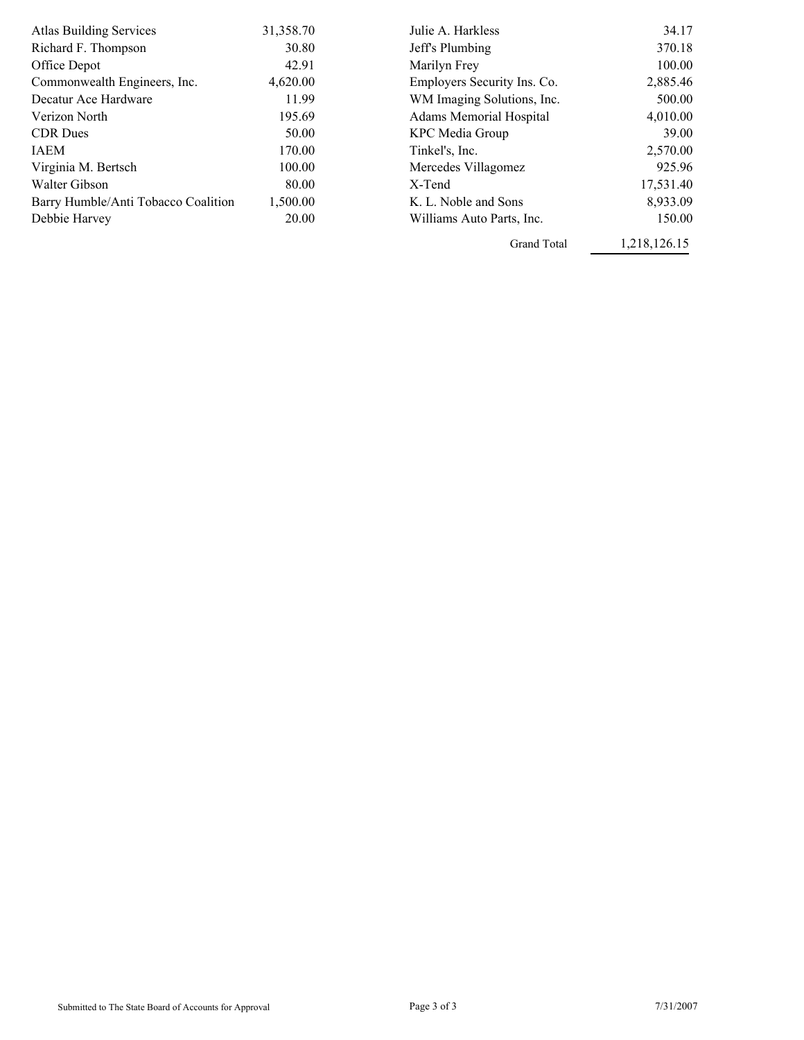| | | | |
|---|---|---|---|
| Atlas Building Services | 31,358.70 | Julie A. Harkless | 34.17 |
| Richard F. Thompson | 30.80 | Jeff's Plumbing | 370.18 |
| Office Depot | 42.91 | Marilyn Frey | 100.00 |
| Commonwealth Engineers, Inc. | 4,620.00 | Employers Security Ins. Co. | 2,885.46 |
| Decatur Ace Hardware | 11.99 | WM Imaging Solutions, Inc. | 500.00 |
| Verizon North | 195.69 | Adams Memorial Hospital | 4,010.00 |
| CDR Dues | 50.00 | KPC Media Group | 39.00 |
| IAEM | 170.00 | Tinkel's, Inc. | 2,570.00 |
| Virginia M. Bertsch | 100.00 | Mercedes Villagomez | 925.96 |
| Walter Gibson | 80.00 | X-Tend | 17,531.40 |
| Barry Humble/Anti Tobacco Coalition | 1,500.00 | K. L. Noble and Sons | 8,933.09 |
| Debbie Harvey | 20.00 | Williams Auto Parts, Inc. | 150.00 |
| | | Grand Total | 1,218,126.15 |

Submitted to The State Board of Accounts for Approval

7/31/2007